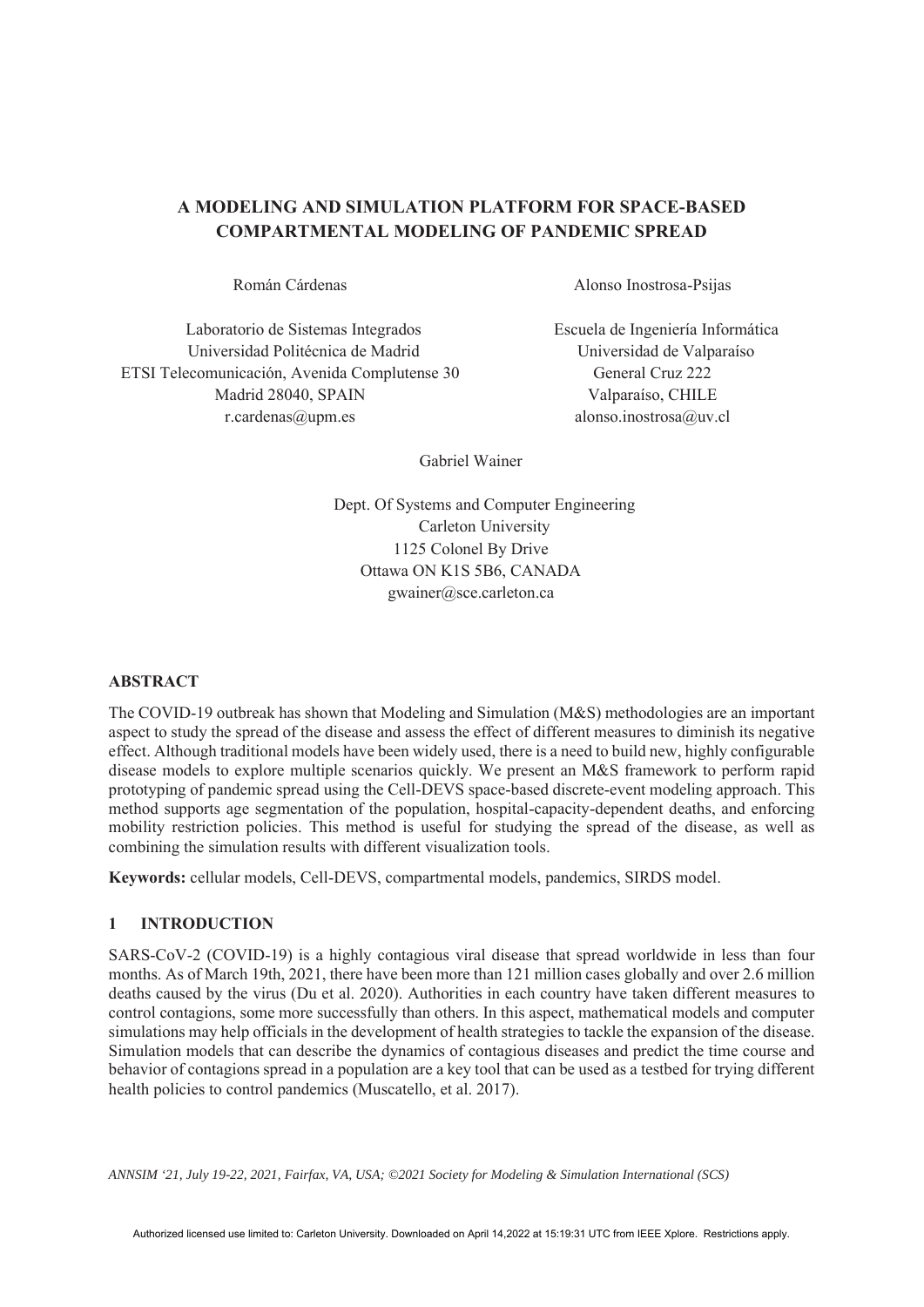# A MODELING AND SIMULATION PLATFORM FOR SPACE-BASED COMPARTMENTAL MODELING OF PANDEMIC SPREAD

Román Cárdenas

Laboratorio de Sistemas Integrados
Universidad Politécnica de Madrid
ETSI Telecomunicación, Avenida Complutense 30
Madrid 28040, SPAIN
r.cardenas@upm.es

Alonso Inostrosa-Psijas

Escuela de Ingeniería Informática
Universidad de Valparaíso
General Cruz 222
Valparaíso, CHILE
alonso.inostrosa@uv.cl

Gabriel Wainer

Dept. Of Systems and Computer Engineering
Carleton University
1125 Colonel By Drive
Ottawa ON K1S 5B6, CANADA
gwainer@sce.carleton.ca

## ABSTRACT

The COVID-19 outbreak has shown that Modeling and Simulation (M&S) methodologies are an important aspect to study the spread of the disease and assess the effect of different measures to diminish its negative effect. Although traditional models have been widely used, there is a need to build new, highly configurable disease models to explore multiple scenarios quickly. We present an M&S framework to perform rapid prototyping of pandemic spread using the Cell-DEVS space-based discrete-event modeling approach. This method supports age segmentation of the population, hospital-capacity-dependent deaths, and enforcing mobility restriction policies. This method is useful for studying the spread of the disease, as well as combining the simulation results with different visualization tools.

**Keywords:** cellular models, Cell-DEVS, compartmental models, pandemics, SIRDS model.

## 1 INTRODUCTION

SARS-CoV-2 (COVID-19) is a highly contagious viral disease that spread worldwide in less than four months. As of March 19th, 2021, there have been more than 121 million cases globally and over 2.6 million deaths caused by the virus (Du et al. 2020). Authorities in each country have taken different measures to control contagions, some more successfully than others. In this aspect, mathematical models and computer simulations may help officials in the development of health strategies to tackle the expansion of the disease. Simulation models that can describe the dynamics of contagious diseases and predict the time course and behavior of contagions spread in a population are a key tool that can be used as a testbed for trying different health policies to control pandemics (Muscatello, et al. 2017).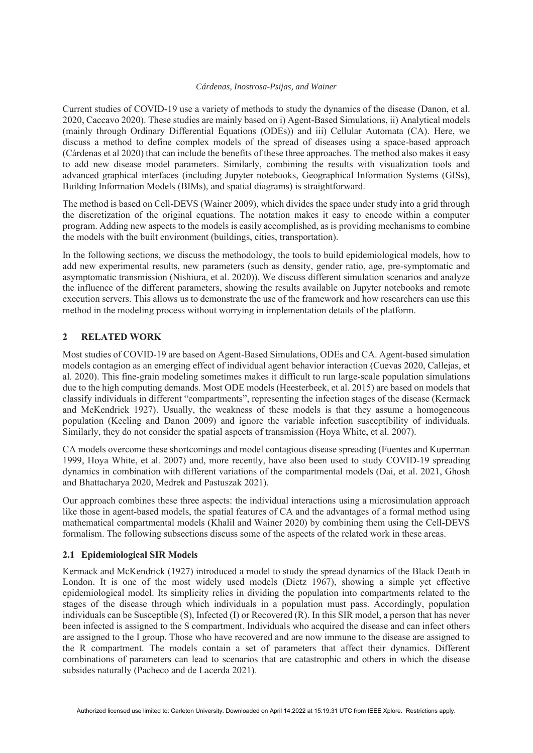Current studies of COVID-19 use a variety of methods to study the dynamics of the disease (Danon, et al. 2020, Caccavo 2020). These studies are mainly based on i) Agent-Based Simulations, ii) Analytical models (mainly through Ordinary Differential Equations (ODEs)) and iii) Cellular Automata (CA). Here, we discuss a method to define complex models of the spread of diseases using a space-based approach (Cárdenas et al 2020) that can include the benefits of these three approaches. The method also makes it easy to add new disease model parameters. Similarly, combining the results with visualization tools and advanced graphical interfaces (including Jupyter notebooks, Geographical Information Systems (GISs), Building Information Models (BIMs), and spatial diagrams) is straightforward.

The method is based on Cell-DEVS (Wainer 2009), which divides the space under study into a grid through the discretization of the original equations. The notation makes it easy to encode within a computer program. Adding new aspects to the models is easily accomplished, as is providing mechanisms to combine the models with the built environment (buildings, cities, transportation).

In the following sections, we discuss the methodology, the tools to build epidemiological models, how to add new experimental results, new parameters (such as density, gender ratio, age, pre-symptomatic and asymptomatic transmission (Nishiura, et al. 2020)). We discuss different simulation scenarios and analyze the influence of the different parameters, showing the results available on Jupyter notebooks and remote execution servers. This allows us to demonstrate the use of the framework and how researchers can use this method in the modeling process without worrying in implementation details of the platform.

## 2 RELATED WORK

Most studies of COVID-19 are based on Agent-Based Simulations, ODEs and CA. Agent-based simulation models contagion as an emerging effect of individual agent behavior interaction (Cuevas 2020, Callejas, et al. 2020). This fine-grain modeling sometimes makes it difficult to run large-scale population simulations due to the high computing demands. Most ODE models (Heesterbeek, et al. 2015) are based on models that classify individuals in different "compartments", representing the infection stages of the disease (Kermack and McKendrick 1927). Usually, the weakness of these models is that they assume a homogeneous population (Keeling and Danon 2009) and ignore the variable infection susceptibility of individuals. Similarly, they do not consider the spatial aspects of transmission (Hoya White, et al. 2007).

CA models overcome these shortcomings and model contagious disease spreading (Fuentes and Kuperman 1999, Hoya White, et al. 2007) and, more recently, have also been used to study COVID-19 spreading dynamics in combination with different variations of the compartmental models (Dai, et al. 2021, Ghosh and Bhattacharya 2020, Medrek and Pastuszak 2021).

Our approach combines these three aspects: the individual interactions using a microsimulation approach like those in agent-based models, the spatial features of CA and the advantages of a formal method using mathematical compartmental models (Khalil and Wainer 2020) by combining them using the Cell-DEVS formalism. The following subsections discuss some of the aspects of the related work in these areas.

### 2.1 Epidemiological SIR Models

Kermack and McKendrick (1927) introduced a model to study the spread dynamics of the Black Death in London. It is one of the most widely used models (Dietz 1967), showing a simple yet effective epidemiological model. Its simplicity relies in dividing the population into compartments related to the stages of the disease through which individuals in a population must pass. Accordingly, population individuals can be Susceptible (S), Infected (I) or Recovered (R). In this SIR model, a person that has never been infected is assigned to the S compartment. Individuals who acquired the disease and can infect others are assigned to the I group. Those who have recovered and are now immune to the disease are assigned to the R compartment. The models contain a set of parameters that affect their dynamics. Different combinations of parameters can lead to scenarios that are catastrophic and others in which the disease subsides naturally (Pacheco and de Lacerda 2021).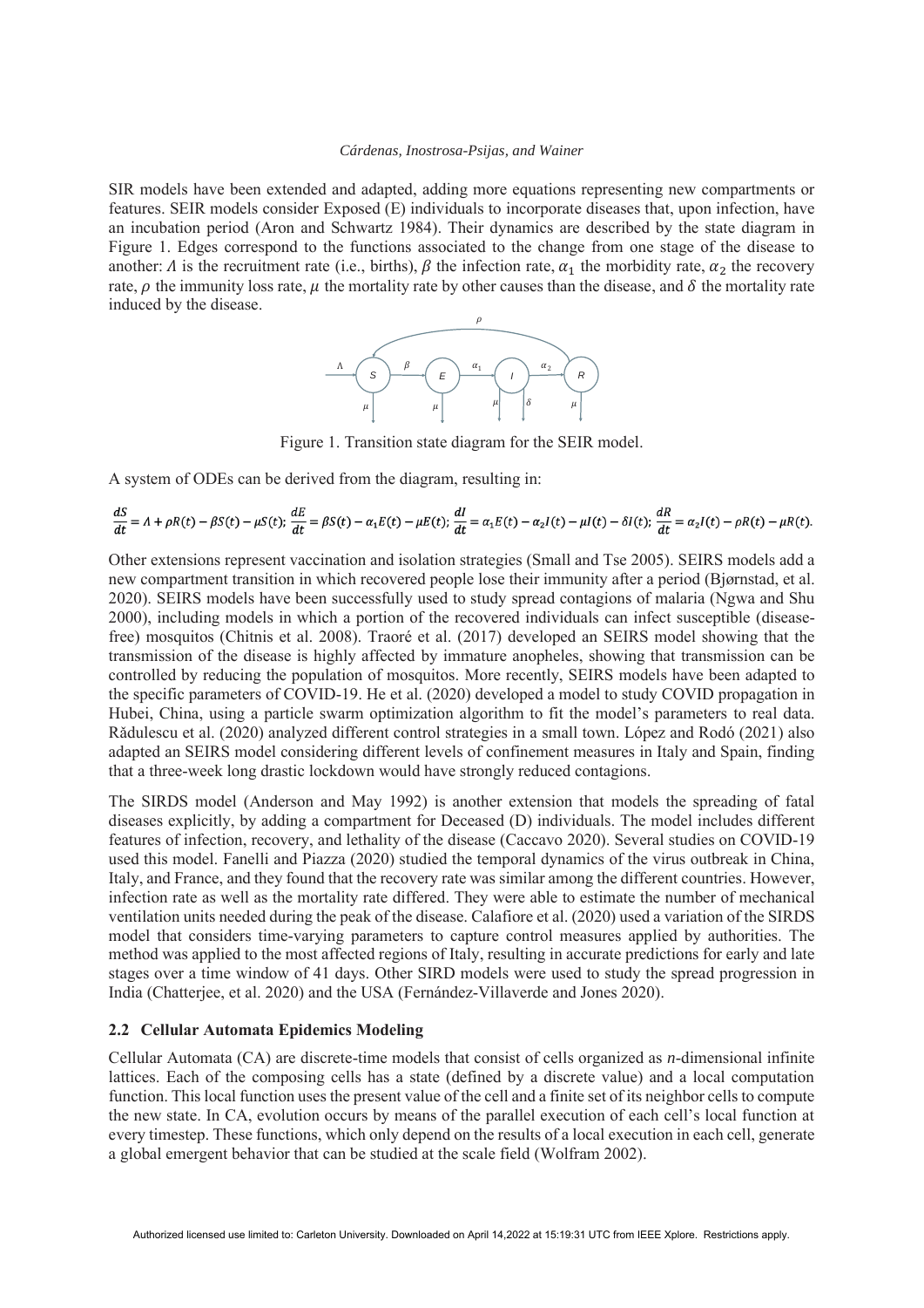SIR models have been extended and adapted, adding more equations representing new compartments or features. SEIR models consider Exposed (E) individuals to incorporate diseases that, upon infection, have an incubation period (Aron and Schwartz 1984). Their dynamics are described by the state diagram in Figure 1. Edges correspond to the functions associated to the change from one stage of the disease to another: $\Lambda$ is the recruitment rate (i.e., births), $\beta$ the infection rate, $\alpha_1$ the morbidity rate, $\alpha_2$ the recovery rate, $\rho$ the immunity loss rate, $\mu$ the mortality rate by other causes than the disease, and $\delta$ the mortality rate induced by the disease.

Figure 1. Transition state diagram for the SEIR model.

A system of ODEs can be derived from the diagram, resulting in:

$$\frac{dS}{dt} = \Lambda + \rho R(t) - \beta S(t) - \mu S(t);\ \frac{dE}{dt} = \beta S(t) - \alpha_1 E(t) - \mu E(t);\ \frac{dI}{dt} = \alpha_1 E(t) - \alpha_2 I(t) - \mu I(t) - \delta I(t);\ \frac{dR}{dt} = \alpha_2 I(t) - \rho R(t) - \mu R(t).$$

Other extensions represent vaccination and isolation strategies (Small and Tse 2005). SEIRS models add a new compartment transition in which recovered people lose their immunity after a period (Bjørnstad, et al. 2020). SEIRS models have been successfully used to study spread contagions of malaria (Ngwa and Shu 2000), including models in which a portion of the recovered individuals can infect susceptible (disease-free) mosquitos (Chitnis et al. 2008). Traoré et al. (2017) developed an SEIRS model showing that the transmission of the disease is highly affected by immature anopheles, showing that transmission can be controlled by reducing the population of mosquitos. More recently, SEIRS models have been adapted to the specific parameters of COVID-19. He et al. (2020) developed a model to study COVID propagation in Hubei, China, using a particle swarm optimization algorithm to fit the model's parameters to real data. Rădulescu et al. (2020) analyzed different control strategies in a small town. López and Rodó (2021) also adapted an SEIRS model considering different levels of confinement measures in Italy and Spain, finding that a three-week long drastic lockdown would have strongly reduced contagions.

The SIRDS model (Anderson and May 1992) is another extension that models the spreading of fatal diseases explicitly, by adding a compartment for Deceased (D) individuals. The model includes different features of infection, recovery, and lethality of the disease (Caccavo 2020). Several studies on COVID-19 used this model. Fanelli and Piazza (2020) studied the temporal dynamics of the virus outbreak in China, Italy, and France, and they found that the recovery rate was similar among the different countries. However, infection rate as well as the mortality rate differed. They were able to estimate the number of mechanical ventilation units needed during the peak of the disease. Calafiore et al. (2020) used a variation of the SIRDS model that considers time-varying parameters to capture control measures applied by authorities. The method was applied to the most affected regions of Italy, resulting in accurate predictions for early and late stages over a time window of 41 days. Other SIRD models were used to study the spread progression in India (Chatterjee, et al. 2020) and the USA (Fernández-Villaverde and Jones 2020).

## 2.2 Cellular Automata Epidemics Modeling

Cellular Automata (CA) are discrete-time models that consist of cells organized as *n*-dimensional infinite lattices. Each of the composing cells has a state (defined by a discrete value) and a local computation function. This local function uses the present value of the cell and a finite set of its neighbor cells to compute the new state. In CA, evolution occurs by means of the parallel execution of each cell's local function at every timestep. These functions, which only depend on the results of a local execution in each cell, generate a global emergent behavior that can be studied at the scale field (Wolfram 2002).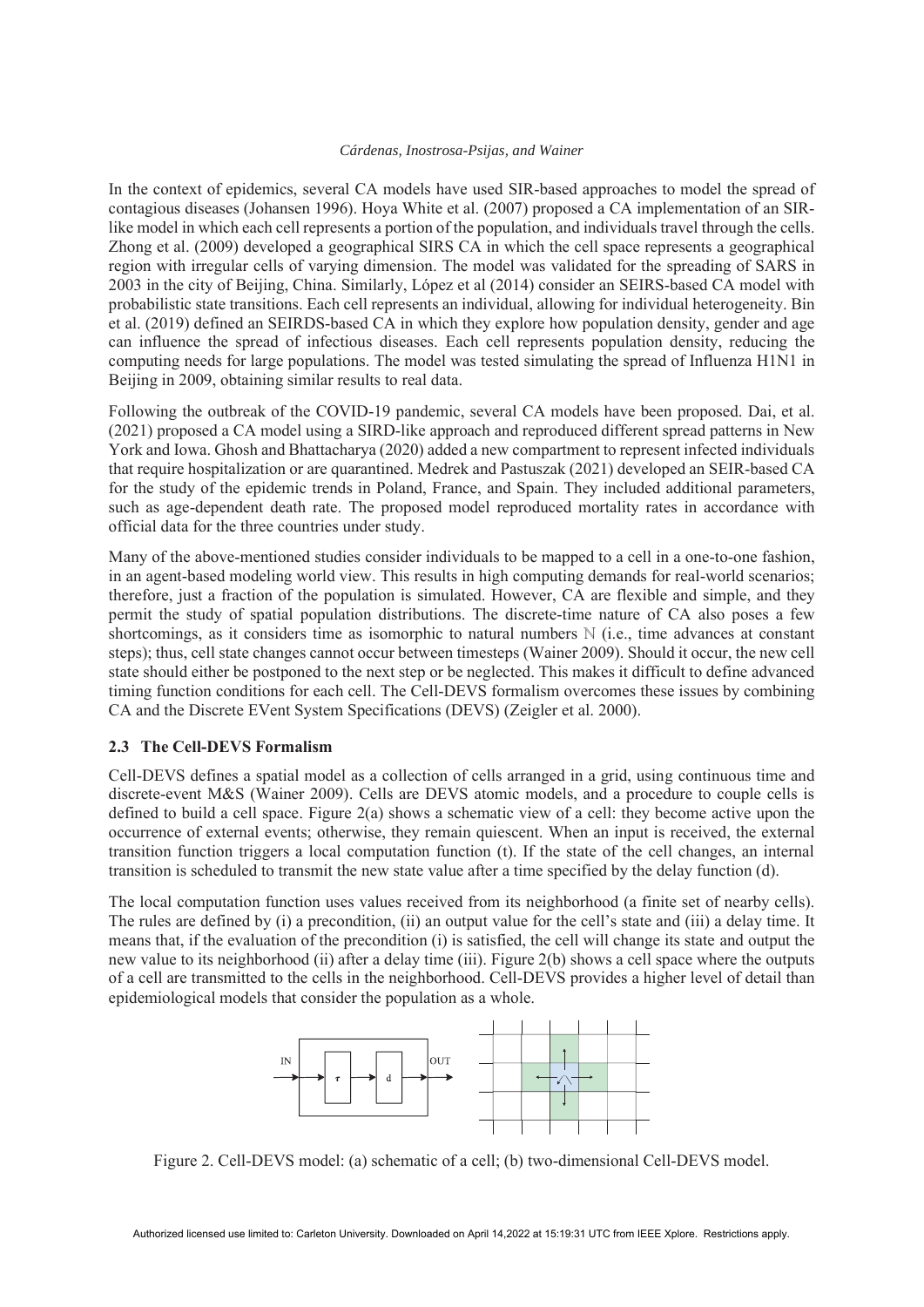In the context of epidemics, several CA models have used SIR-based approaches to model the spread of contagious diseases (Johansen 1996). Hoya White et al. (2007) proposed a CA implementation of an SIR-like model in which each cell represents a portion of the population, and individuals travel through the cells. Zhong et al. (2009) developed a geographical SIRS CA in which the cell space represents a geographical region with irregular cells of varying dimension. The model was validated for the spreading of SARS in 2003 in the city of Beijing, China. Similarly, López et al (2014) consider an SEIRS-based CA model with probabilistic state transitions. Each cell represents an individual, allowing for individual heterogeneity. Bin et al. (2019) defined an SEIRDS-based CA in which they explore how population density, gender and age can influence the spread of infectious diseases. Each cell represents population density, reducing the computing needs for large populations. The model was tested simulating the spread of Influenza H1N1 in Beijing in 2009, obtaining similar results to real data.

Following the outbreak of the COVID-19 pandemic, several CA models have been proposed. Dai, et al. (2021) proposed a CA model using a SIRD-like approach and reproduced different spread patterns in New York and Iowa. Ghosh and Bhattacharya (2020) added a new compartment to represent infected individuals that require hospitalization or are quarantined. Medrek and Pastuszak (2021) developed an SEIR-based CA for the study of the epidemic trends in Poland, France, and Spain. They included additional parameters, such as age-dependent death rate. The proposed model reproduced mortality rates in accordance with official data for the three countries under study.

Many of the above-mentioned studies consider individuals to be mapped to a cell in a one-to-one fashion, in an agent-based modeling world view. This results in high computing demands for real-world scenarios; therefore, just a fraction of the population is simulated. However, CA are flexible and simple, and they permit the study of spatial population distributions. The discrete-time nature of CA also poses a few shortcomings, as it considers time as isomorphic to natural numbers $\mathbb{N}$ (i.e., time advances at constant steps); thus, cell state changes cannot occur between timesteps (Wainer 2009). Should it occur, the new cell state should either be postponed to the next step or be neglected. This makes it difficult to define advanced timing function conditions for each cell. The Cell-DEVS formalism overcomes these issues by combining CA and the Discrete EVent System Specifications (DEVS) (Zeigler et al. 2000).

### 2.3 The Cell-DEVS Formalism

Cell-DEVS defines a spatial model as a collection of cells arranged in a grid, using continuous time and discrete-event M&S (Wainer 2009). Cells are DEVS atomic models, and a procedure to couple cells is defined to build a cell space. Figure 2(a) shows a schematic view of a cell: they become active upon the occurrence of external events; otherwise, they remain quiescent. When an input is received, the external transition function triggers a local computation function (t). If the state of the cell changes, an internal transition is scheduled to transmit the new state value after a time specified by the delay function (d).

The local computation function uses values received from its neighborhood (a finite set of nearby cells). The rules are defined by (i) a precondition, (ii) an output value for the cell's state and (iii) a delay time. It means that, if the evaluation of the precondition (i) is satisfied, the cell will change its state and output the new value to its neighborhood (ii) after a delay time (iii). Figure 2(b) shows a cell space where the outputs of a cell are transmitted to the cells in the neighborhood. Cell-DEVS provides a higher level of detail than epidemiological models that consider the population as a whole.

Figure 2. Cell-DEVS model: (a) schematic of a cell; (b) two-dimensional Cell-DEVS model.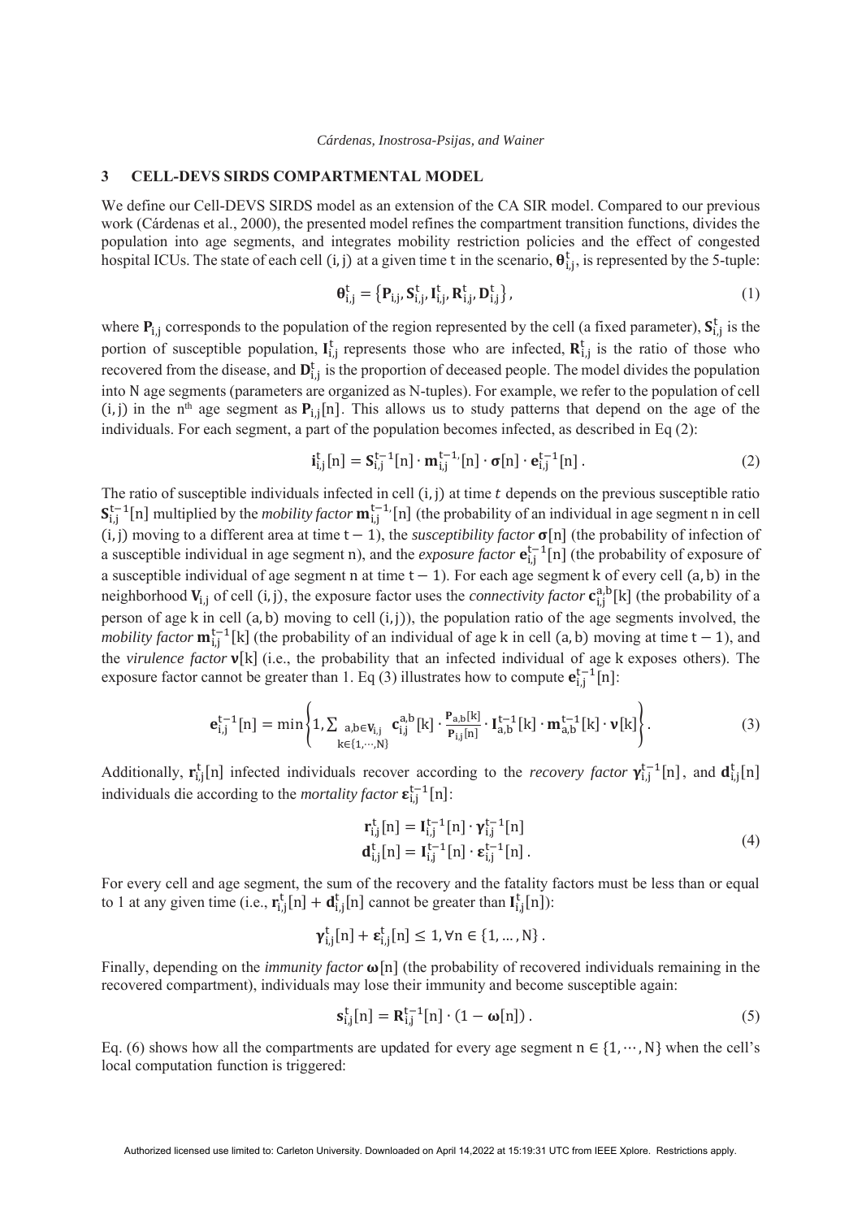## 3 CELL-DEVS SIRDS COMPARTMENTAL MODEL

We define our Cell-DEVS SIRDS model as an extension of the CA SIR model. Compared to our previous work (Cárdenas et al., 2000), the presented model refines the compartment transition functions, divides the population into age segments, and integrates mobility restriction policies and the effect of congested hospital ICUs. The state of each cell $(i, j)$ at a given time $t$ in the scenario, $\boldsymbol{\theta}_{i,j}^{t}$, is represented by the 5-tuple:

$$\boldsymbol{\theta}_{i,j}^{t} = \left\{\mathbf{P}_{i,j}, \mathbf{S}_{i,j}^{t}, \mathbf{I}_{i,j}^{t}, \mathbf{R}_{i,j}^{t}, \mathbf{D}_{i,j}^{t}\right\}, \tag{1}$$

where $\mathbf{P}_{i,j}$ corresponds to the population of the region represented by the cell (a fixed parameter), $\mathbf{S}_{i,j}^{t}$ is the portion of susceptible population, $\mathbf{I}_{i,j}^{t}$ represents those who are infected, $\mathbf{R}_{i,j}^{t}$ is the ratio of those who recovered from the disease, and $\mathbf{D}_{i,j}^{t}$ is the proportion of deceased people. The model divides the population into N age segments (parameters are organized as N-tuples). For example, we refer to the population of cell $(i, j)$ in the n[th] age segment as $\mathbf{P}_{i,j}[n]$. This allows us to study patterns that depend on the age of the individuals. For each segment, a part of the population becomes infected, as described in Eq (2):

$$\mathbf{i}_{i,j}^{t}[n] = \mathbf{S}_{i,j}^{t-1}[n] \cdot \mathbf{m}_{i,j}^{t-1,}[n] \cdot \boldsymbol{\sigma}[n] \cdot \mathbf{e}_{i,j}^{t-1}[n]\,. \tag{2}$$

The ratio of susceptible individuals infected in cell $(i, j)$ at time $t$ depends on the previous susceptible ratio $\mathbf{S}_{i,j}^{t-1}[n]$ multiplied by the *mobility factor* $\mathbf{m}_{i,j}^{t-1,}[n]$ (the probability of an individual in age segment n in cell $(i, j)$ moving to a different area at time $t-1$), the *susceptibility factor* $\boldsymbol{\sigma}[n]$ (the probability of infection of a susceptible individual in age segment n), and the *exposure factor* $\mathbf{e}_{i,j}^{t-1}[n]$ (the probability of exposure of a susceptible individual of age segment n at time $t-1$). For each age segment k of every cell $(a, b)$ in the neighborhood $\mathbf{V}_{i,j}$ of cell $(i, j)$, the exposure factor uses the *connectivity factor* $\mathbf{c}_{i,j}^{a,b}[k]$ (the probability of a person of age k in cell $(a, b)$ moving to cell $(i, j)$), the population ratio of the age segments involved, the *mobility factor* $\mathbf{m}_{i,j}^{t-1}[k]$ (the probability of an individual of age k in cell $(a, b)$ moving at time $t-1$), and the *virulence factor* $\mathbf{v}[k]$ (i.e., the probability that an infected individual of age k exposes others). The exposure factor cannot be greater than 1. Eq (3) illustrates how to compute $\mathbf{e}_{i,j}^{t-1}[n]$:

$$\mathbf{e}_{i,j}^{t-1}[n] = \min\left\{1, \sum_{\substack{a,b \in \mathbf{V}_{i,j} \\ k \in \{1,\cdots,N\}}} \mathbf{c}_{i,j}^{a,b}[k] \cdot \frac{\mathbf{P}_{a,b}[k]}{\mathbf{P}_{i,j}[n]} \cdot \mathbf{I}_{a,b}^{t-1}[k] \cdot \mathbf{m}_{a,b}^{t-1}[k] \cdot \mathbf{v}[k]\right\}. \tag{3}$$

Additionally, $\mathbf{r}_{i,j}^{t}[n]$ infected individuals recover according to the *recovery factor* $\boldsymbol{\gamma}_{i,j}^{t-1}[n]$, and $\mathbf{d}_{i,j}^{t}[n]$ individuals die according to the *mortality factor* $\boldsymbol{\varepsilon}_{i,j}^{t-1}[n]$:

$$\begin{aligned} \mathbf{r}_{i,j}^{t}[n] &= \mathbf{I}_{i,j}^{t-1}[n] \cdot \boldsymbol{\gamma}_{i,j}^{t-1}[n] \\ \mathbf{d}_{i,j}^{t}[n] &= \mathbf{I}_{i,j}^{t-1}[n] \cdot \boldsymbol{\varepsilon}_{i,j}^{t-1}[n]\,. \end{aligned} \tag{4}$$

For every cell and age segment, the sum of the recovery and the fatality factors must be less than or equal to 1 at any given time (i.e., $\mathbf{r}_{i,j}^{t}[n] + \mathbf{d}_{i,j}^{t}[n]$ cannot be greater than $\mathbf{I}_{i,j}^{t}[n]$):

$$\boldsymbol{\gamma}_{i,j}^{t}[n] + \boldsymbol{\varepsilon}_{i,j}^{t}[n] \leq 1, \forall n \in \{1, \ldots, N\}\,.$$

Finally, depending on the *immunity factor* $\boldsymbol{\omega}[n]$ (the probability of recovered individuals remaining in the recovered compartment), individuals may lose their immunity and become susceptible again:

$$\mathbf{s}_{i,j}^{t}[n] = \mathbf{R}_{i,j}^{t-1}[n] \cdot (1 - \boldsymbol{\omega}[n])\,. \tag{5}$$

Eq. (6) shows how all the compartments are updated for every age segment $n \in \{1, \cdots, N\}$ when the cell's local computation function is triggered: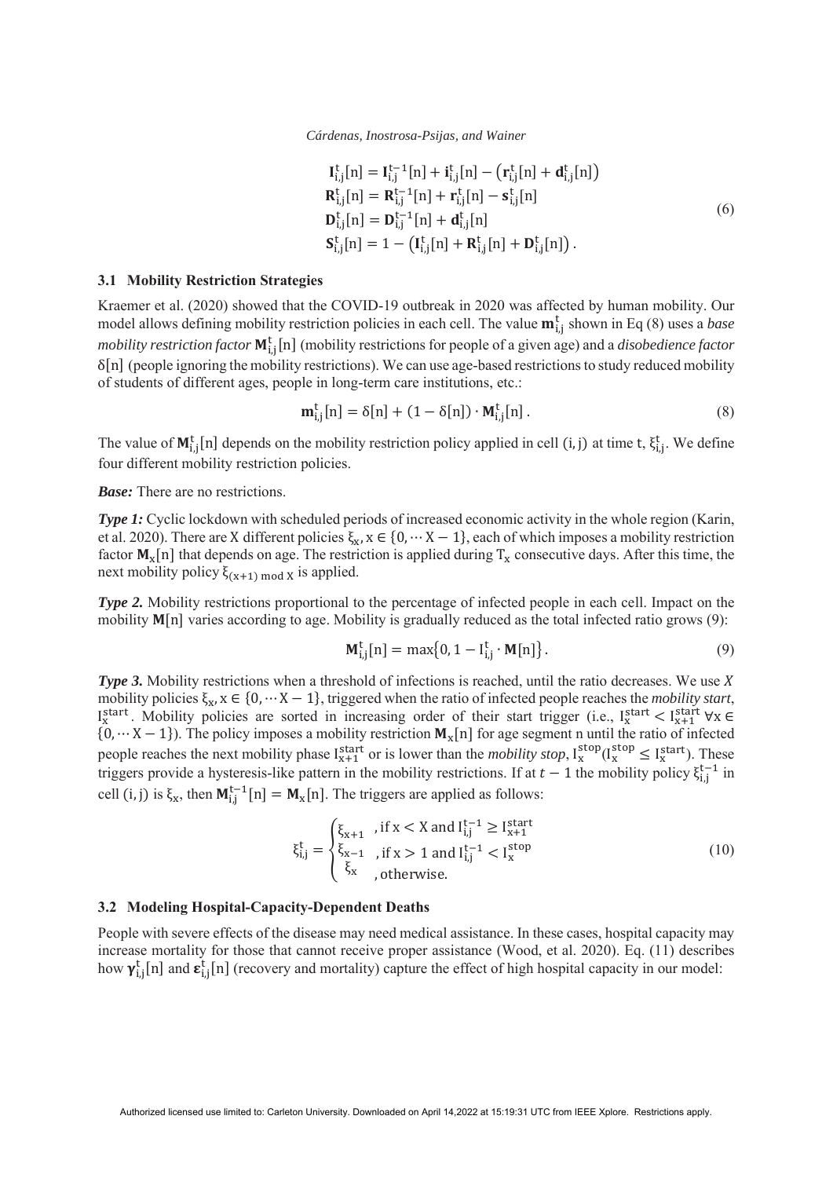$$
\begin{aligned}
\mathbf{I}_{i,j}^{t}[n] &= \mathbf{I}_{i,j}^{t-1}[n] + \mathbf{i}_{i,j}^{t}[n] - \left(\mathbf{r}_{i,j}^{t}[n] + \mathbf{d}_{i,j}^{t}[n]\right) \\
\mathbf{R}_{i,j}^{t}[n] &= \mathbf{R}_{i,j}^{t-1}[n] + \mathbf{r}_{i,j}^{t}[n] - \mathbf{s}_{i,j}^{t}[n] \\
\mathbf{D}_{i,j}^{t}[n] &= \mathbf{D}_{i,j}^{t-1}[n] + \mathbf{d}_{i,j}^{t}[n] \\
\mathbf{S}_{i,j}^{t}[n] &= 1 - \left(\mathbf{I}_{i,j}^{t}[n] + \mathbf{R}_{i,j}^{t}[n] + \mathbf{D}_{i,j}^{t}[n]\right).
\end{aligned}
\tag{6}
$$

### 3.1 Mobility Restriction Strategies

Kraemer et al. (2020) showed that the COVID-19 outbreak in 2020 was affected by human mobility. Our model allows defining mobility restriction policies in each cell. The value $\mathbf{m}_{i,j}^{t}$ shown in Eq (8) uses a *base mobility restriction factor* $\mathbf{M}_{i,j}^{t}[n]$ (mobility restrictions for people of a given age) and a *disobedience factor* $\delta[n]$ (people ignoring the mobility restrictions). We can use age-based restrictions to study reduced mobility of students of different ages, people in long-term care institutions, etc.:

$$
\mathbf{m}_{i,j}^{t}[n] = \delta[n] + (1 - \delta[n]) \cdot \mathbf{M}_{i,j}^{t}[n]\,. \tag{8}
$$

The value of $\mathbf{M}_{i,j}^{t}[n]$ depends on the mobility restriction policy applied in cell $(i, j)$ at time $t$, $\xi_{i,j}^{t}$. We define four different mobility restriction policies.

***Base:*** There are no restrictions.

***Type 1:*** Cyclic lockdown with scheduled periods of increased economic activity in the whole region (Karin, et al. 2020). There are $X$ different policies $\xi_x, x \in \{0, \cdots X-1\}$, each of which imposes a mobility restriction factor $\mathbf{M}_x[n]$ that depends on age. The restriction is applied during $T_x$ consecutive days. After this time, the next mobility policy $\xi_{(x+1) \bmod X}$ is applied.

***Type 2.*** Mobility restrictions proportional to the percentage of infected people in each cell. Impact on the mobility $\mathbf{M}[n]$ varies according to age. Mobility is gradually reduced as the total infected ratio grows (9):

$$
\mathbf{M}_{i,j}^{t}[n] = \max\left\{0, 1 - I_{i,j}^{t} \cdot \mathbf{M}[n]\right\}. \tag{9}
$$

***Type 3.*** Mobility restrictions when a threshold of infections is reached, until the ratio decreases. We use $X$ mobility policies $\xi_x, x \in \{0, \cdots X-1\}$, triggered when the ratio of infected people reaches the *mobility start*, $I_x^{start}$. Mobility policies are sorted in increasing order of their start trigger (i.e., $I_x^{start} < I_{x+1}^{start}\ \forall x \in \{0, \cdots X-1\}$). The policy imposes a mobility restriction $\mathbf{M}_x[n]$ for age segment n until the ratio of infected people reaches the next mobility phase $I_{x+1}^{start}$ or is lower than the *mobility stop*, $I_x^{stop}$($I_x^{stop} \leq I_x^{start}$). These triggers provide a hysteresis-like pattern in the mobility restrictions. If at $t-1$ the mobility policy $\xi_{i,j}^{t-1}$ in cell $(i, j)$ is $\xi_x$, then $\mathbf{M}_{i,j}^{t-1}[n] = \mathbf{M}_x[n]$. The triggers are applied as follows:

$$
\xi_{i,j}^{t} = \begin{cases} \xi_{x+1} & \text{, if } x < X \text{ and } I_{i,j}^{t-1} \geq I_{x+1}^{start} \\ \xi_{x-1} & \text{, if } x > 1 \text{ and } I_{i,j}^{t-1} < I_x^{stop} \\ \xi_x & \text{, otherwise.} \end{cases} \tag{10}
$$

### 3.2 Modeling Hospital-Capacity-Dependent Deaths

People with severe effects of the disease may need medical assistance. In these cases, hospital capacity may increase mortality for those that cannot receive proper assistance (Wood, et al. 2020). Eq. (11) describes how $\boldsymbol{\gamma}_{i,j}^{t}[n]$ and $\boldsymbol{\varepsilon}_{i,j}^{t}[n]$ (recovery and mortality) capture the effect of high hospital capacity in our model: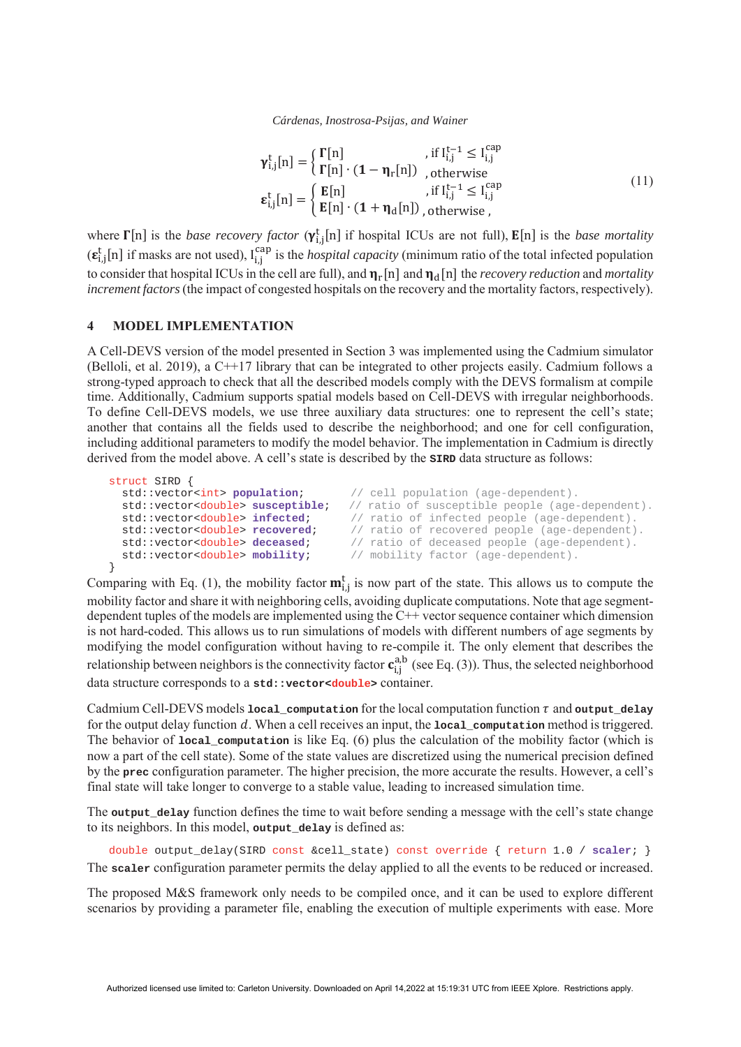$$
\begin{aligned}
\boldsymbol{\gamma}_{i,j}^{t}[n] &= \begin{cases} \boldsymbol{\Gamma}[n] & \text{, if } I_{i,j}^{t-1} \leq I_{i,j}^{cap} \\ \boldsymbol{\Gamma}[n] \cdot (\mathbf{1} - \boldsymbol{\eta}_{r}[n]) & \text{, otherwise} \end{cases} \\
\boldsymbol{\varepsilon}_{i,j}^{t}[n] &= \begin{cases} \mathbf{E}[n] & \text{, if } I_{i,j}^{t-1} \leq I_{i,j}^{cap} \\ \mathbf{E}[n] \cdot (\mathbf{1} + \boldsymbol{\eta}_{d}[n]) & \text{, otherwise ,} \end{cases}
\end{aligned}
\tag{11}
$$

where $\boldsymbol{\Gamma}[n]$ is the *base recovery factor* ($\boldsymbol{\gamma}_{i,j}^{t}[n]$ if hospital ICUs are not full), $\mathbf{E}[n]$ is the *base mortality* ($\boldsymbol{\varepsilon}_{i,j}^{t}[n]$ if masks are not used), $I_{i,j}^{cap}$ is the *hospital capacity* (minimum ratio of the total infected population to consider that hospital ICUs in the cell are full), and $\boldsymbol{\eta}_{r}[n]$ and $\boldsymbol{\eta}_{d}[n]$ the *recovery reduction* and *mortality increment factors* (the impact of congested hospitals on the recovery and the mortality factors, respectively).

## 4 MODEL IMPLEMENTATION

A Cell-DEVS version of the model presented in Section 3 was implemented using the Cadmium simulator (Belloli, et al. 2019), a C++17 library that can be integrated to other projects easily. Cadmium follows a strong-typed approach to check that all the described models comply with the DEVS formalism at compile time. Additionally, Cadmium supports spatial models based on Cell-DEVS with irregular neighborhoods. To define Cell-DEVS models, we use three auxiliary data structures: one to represent the cell's state; another that contains all the fields used to describe the neighborhood; and one for cell configuration, including additional parameters to modify the model behavior. The implementation in Cadmium is directly derived from the model above. A cell's state is described by the **SIRD** data structure as follows:

```
struct SIRD {
  std::vector<int> population;       // cell population (age-dependent).
  std::vector<double> susceptible;   // ratio of susceptible people (age-dependent).
  std::vector<double> infected;      // ratio of infected people (age-dependent).
  std::vector<double> recovered;     // ratio of recovered people (age-dependent).
  std::vector<double> deceased;      // ratio of deceased people (age-dependent).
  std::vector<double> mobility;      // mobility factor (age-dependent).
}
```

Comparing with Eq. (1), the mobility factor $\mathbf{m}_{i,j}^{t}$ is now part of the state. This allows us to compute the mobility factor and share it with neighboring cells, avoiding duplicate computations. Note that age segment-dependent tuples of the models are implemented using the C++ vector sequence container which dimension is not hard-coded. This allows us to run simulations of models with different numbers of age segments by modifying the model configuration without having to re-compile it. The only element that describes the relationship between neighbors is the connectivity factor $\mathbf{c}_{i,j}^{a,b}$ (see Eq. (3)). Thus, the selected neighborhood data structure corresponds to a **std::vector<double>** container.

Cadmium Cell-DEVS models **local_computation** for the local computation function $\tau$ and **output_delay** for the output delay function $d$. When a cell receives an input, the **local_computation** method is triggered. The behavior of **local_computation** is like Eq. (6) plus the calculation of the mobility factor (which is now a part of the cell state). Some of the state values are discretized using the numerical precision defined by the **prec** configuration parameter. The higher precision, the more accurate the results. However, a cell's final state will take longer to converge to a stable value, leading to increased simulation time.

The **output_delay** function defines the time to wait before sending a message with the cell's state change to its neighbors. In this model, **output_delay** is defined as:

```
double output_delay(SIRD const &cell_state) const override { return 1.0 / scaler; }
```

The **scaler** configuration parameter permits the delay applied to all the events to be reduced or increased.

The proposed M&S framework only needs to be compiled once, and it can be used to explore different scenarios by providing a parameter file, enabling the execution of multiple experiments with ease. More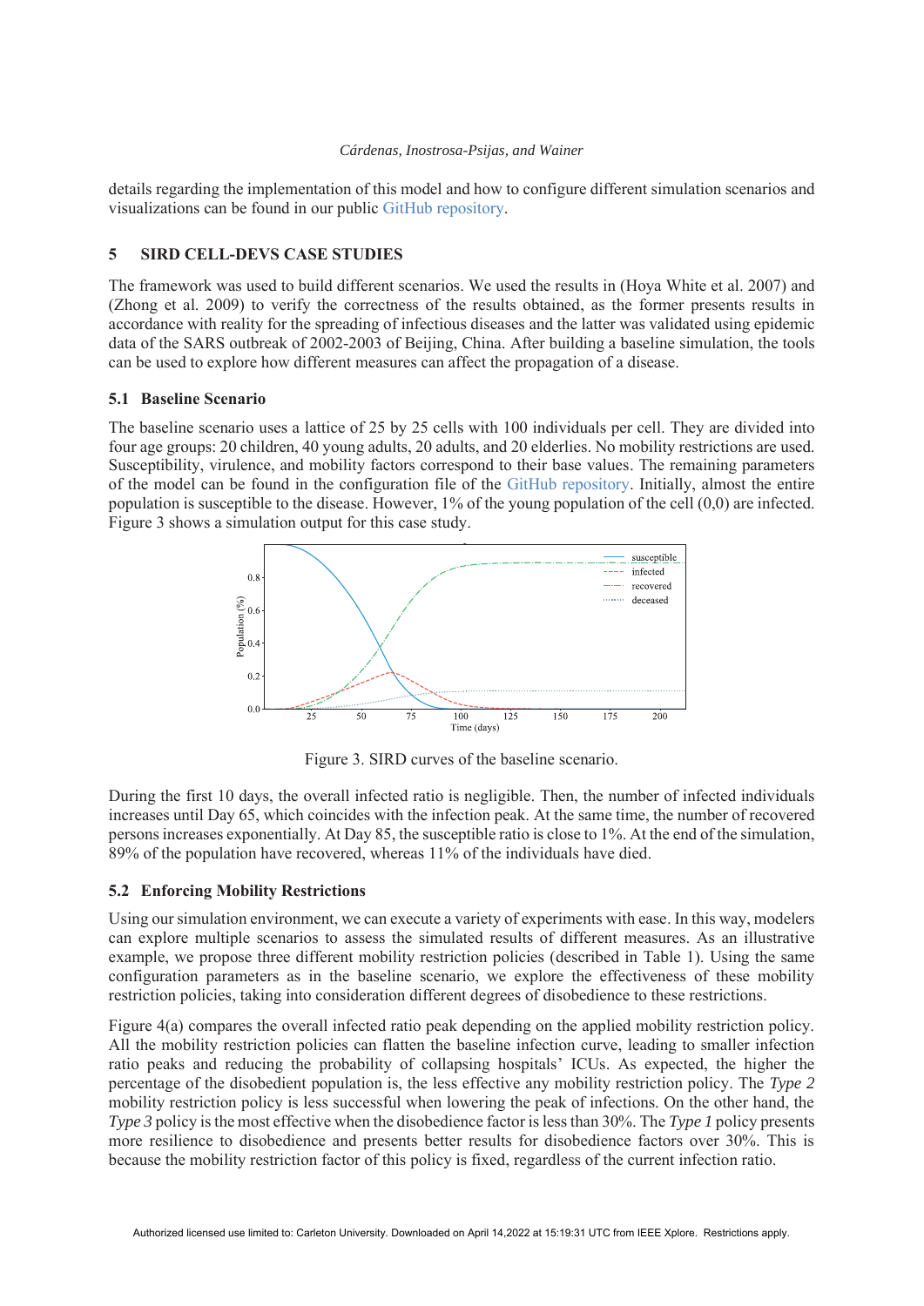details regarding the implementation of this model and how to configure different simulation scenarios and visualizations can be found in our public GitHub repository.

## 5 SIRD CELL-DEVS CASE STUDIES

The framework was used to build different scenarios. We used the results in (Hoya White et al. 2007) and (Zhong et al. 2009) to verify the correctness of the results obtained, as the former presents results in accordance with reality for the spreading of infectious diseases and the latter was validated using epidemic data of the SARS outbreak of 2002-2003 of Beijing, China. After building a baseline simulation, the tools can be used to explore how different measures can affect the propagation of a disease.

### 5.1 Baseline Scenario

The baseline scenario uses a lattice of 25 by 25 cells with 100 individuals per cell. They are divided into four age groups: 20 children, 40 young adults, 20 adults, and 20 elderlies. No mobility restrictions are used. Susceptibility, virulence, and mobility factors correspond to their base values. The remaining parameters of the model can be found in the configuration file of the GitHub repository. Initially, almost the entire population is susceptible to the disease. However, 1% of the young population of the cell (0,0) are infected. Figure 3 shows a simulation output for this case study.

Figure 3. SIRD curves of the baseline scenario.

During the first 10 days, the overall infected ratio is negligible. Then, the number of infected individuals increases until Day 65, which coincides with the infection peak. At the same time, the number of recovered persons increases exponentially. At Day 85, the susceptible ratio is close to 1%. At the end of the simulation, 89% of the population have recovered, whereas 11% of the individuals have died.

### 5.2 Enforcing Mobility Restrictions

Using our simulation environment, we can execute a variety of experiments with ease. In this way, modelers can explore multiple scenarios to assess the simulated results of different measures. As an illustrative example, we propose three different mobility restriction policies (described in Table 1). Using the same configuration parameters as in the baseline scenario, we explore the effectiveness of these mobility restriction policies, taking into consideration different degrees of disobedience to these restrictions.

Figure 4(a) compares the overall infected ratio peak depending on the applied mobility restriction policy. All the mobility restriction policies can flatten the baseline infection curve, leading to smaller infection ratio peaks and reducing the probability of collapsing hospitals' ICUs. As expected, the higher the percentage of the disobedient population is, the less effective any mobility restriction policy. The *Type 2* mobility restriction policy is less successful when lowering the peak of infections. On the other hand, the *Type 3* policy is the most effective when the disobedience factor is less than 30%. The *Type 1* policy presents more resilience to disobedience and presents better results for disobedience factors over 30%. This is because the mobility restriction factor of this policy is fixed, regardless of the current infection ratio.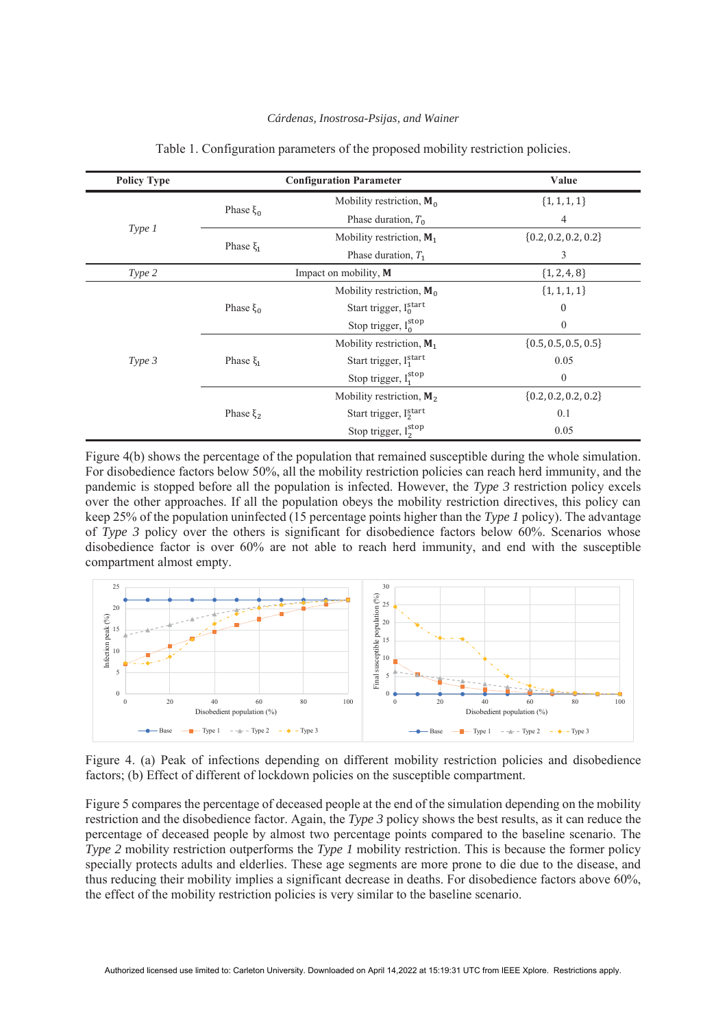Table 1. Configuration parameters of the proposed mobility restriction policies.

| Policy Type | Configuration Parameter | | Value |
|---|---|---|---|
| *Type 1* | Phase $\xi_0$ | Mobility restriction, $\mathbf{M}_0$ | $\{1, 1, 1, 1\}$ |
| | | Phase duration, $T_0$ | 4 |
| | Phase $\xi_1$ | Mobility restriction, $\mathbf{M}_1$ | $\{0.2, 0.2, 0.2, 0.2\}$ |
| | | Phase duration, $T_1$ | 3 |
| *Type 2* | Impact on mobility, $\mathbf{M}$ | | $\{1, 2, 4, 8\}$ |
| *Type 3* | Phase $\xi_0$ | Mobility restriction, $\mathbf{M}_0$ | $\{1, 1, 1, 1\}$ |
| | | Start trigger, $I_0^{\text{start}}$ | 0 |
| | | Stop trigger, $I_0^{\text{stop}}$ | 0 |
| | Phase $\xi_1$ | Mobility restriction, $\mathbf{M}_1$ | $\{0.5, 0.5, 0.5, 0.5\}$ |
| | | Start trigger, $I_1^{\text{start}}$ | 0.05 |
| | | Stop trigger, $I_1^{\text{stop}}$ | 0 |
| | Phase $\xi_2$ | Mobility restriction, $\mathbf{M}_2$ | $\{0.2, 0.2, 0.2, 0.2\}$ |
| | | Start trigger, $I_2^{\text{start}}$ | 0.1 |
| | | Stop trigger, $I_2^{\text{stop}}$ | 0.05 |

Figure 4(b) shows the percentage of the population that remained susceptible during the whole simulation. For disobedience factors below 50%, all the mobility restriction policies can reach herd immunity, and the pandemic is stopped before all the population is infected. However, the *Type 3* restriction policy excels over the other approaches. If all the population obeys the mobility restriction directives, this policy can keep 25% of the population uninfected (15 percentage points higher than the *Type 1* policy). The advantage of *Type 3* policy over the others is significant for disobedience factors below 60%. Scenarios whose disobedience factor is over 60% are not able to reach herd immunity, and end with the susceptible compartment almost empty.

Figure 4. (a) Peak of infections depending on different mobility restriction policies and disobedience factors; (b) Effect of different of lockdown policies on the susceptible compartment.

Figure 5 compares the percentage of deceased people at the end of the simulation depending on the mobility restriction and the disobedience factor. Again, the *Type 3* policy shows the best results, as it can reduce the percentage of deceased people by almost two percentage points compared to the baseline scenario. The *Type 2* mobility restriction outperforms the *Type 1* mobility restriction. This is because the former policy specially protects adults and elderlies. These age segments are more prone to die due to the disease, and thus reducing their mobility implies a significant decrease in deaths. For disobedience factors above 60%, the effect of the mobility restriction policies is very similar to the baseline scenario.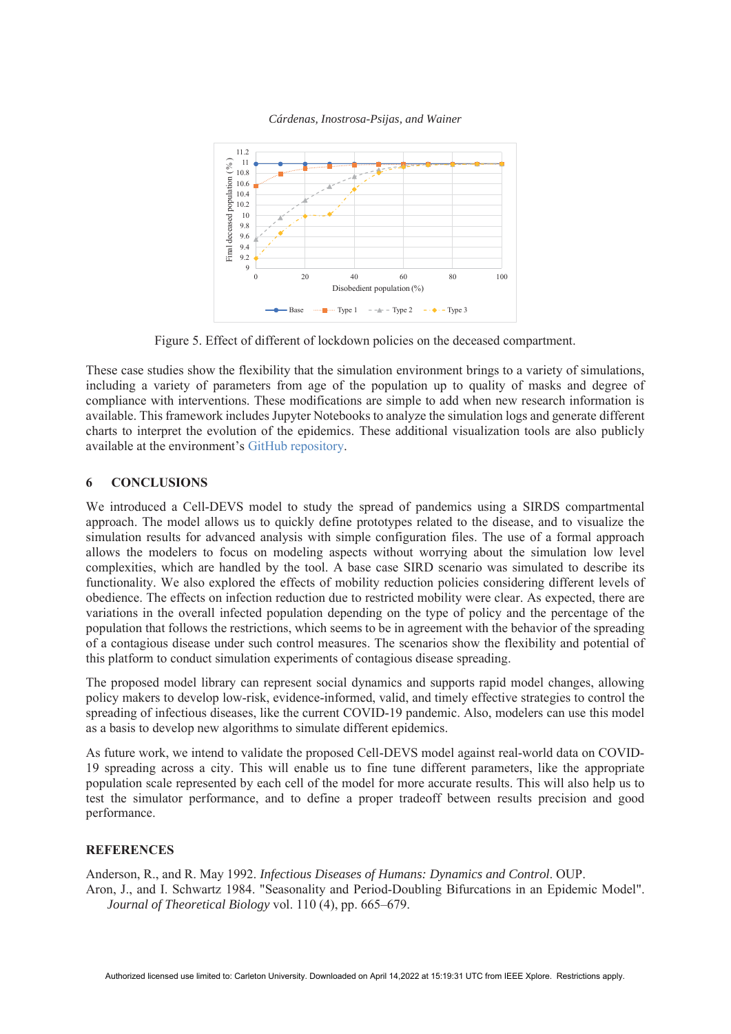Figure 5. Effect of different of lockdown policies on the deceased compartment.

These case studies show the flexibility that the simulation environment brings to a variety of simulations, including a variety of parameters from age of the population up to quality of masks and degree of compliance with interventions. These modifications are simple to add when new research information is available. This framework includes Jupyter Notebooks to analyze the simulation logs and generate different charts to interpret the evolution of the epidemics. These additional visualization tools are also publicly available at the environment's GitHub repository.

## 6 CONCLUSIONS

We introduced a Cell-DEVS model to study the spread of pandemics using a SIRDS compartmental approach. The model allows us to quickly define prototypes related to the disease, and to visualize the simulation results for advanced analysis with simple configuration files. The use of a formal approach allows the modelers to focus on modeling aspects without worrying about the simulation low level complexities, which are handled by the tool. A base case SIRD scenario was simulated to describe its functionality. We also explored the effects of mobility reduction policies considering different levels of obedience. The effects on infection reduction due to restricted mobility were clear. As expected, there are variations in the overall infected population depending on the type of policy and the percentage of the population that follows the restrictions, which seems to be in agreement with the behavior of the spreading of a contagious disease under such control measures. The scenarios show the flexibility and potential of this platform to conduct simulation experiments of contagious disease spreading.

The proposed model library can represent social dynamics and supports rapid model changes, allowing policy makers to develop low-risk, evidence-informed, valid, and timely effective strategies to control the spreading of infectious diseases, like the current COVID-19 pandemic. Also, modelers can use this model as a basis to develop new algorithms to simulate different epidemics.

As future work, we intend to validate the proposed Cell-DEVS model against real-world data on COVID-19 spreading across a city. This will enable us to fine tune different parameters, like the appropriate population scale represented by each cell of the model for more accurate results. This will also help us to test the simulator performance, and to define a proper tradeoff between results precision and good performance.

## REFERENCES

Anderson, R., and R. May 1992. *Infectious Diseases of Humans: Dynamics and Control*. OUP.

Aron, J., and I. Schwartz 1984. "Seasonality and Period-Doubling Bifurcations in an Epidemic Model". *Journal of Theoretical Biology* vol. 110 (4), pp. 665–679.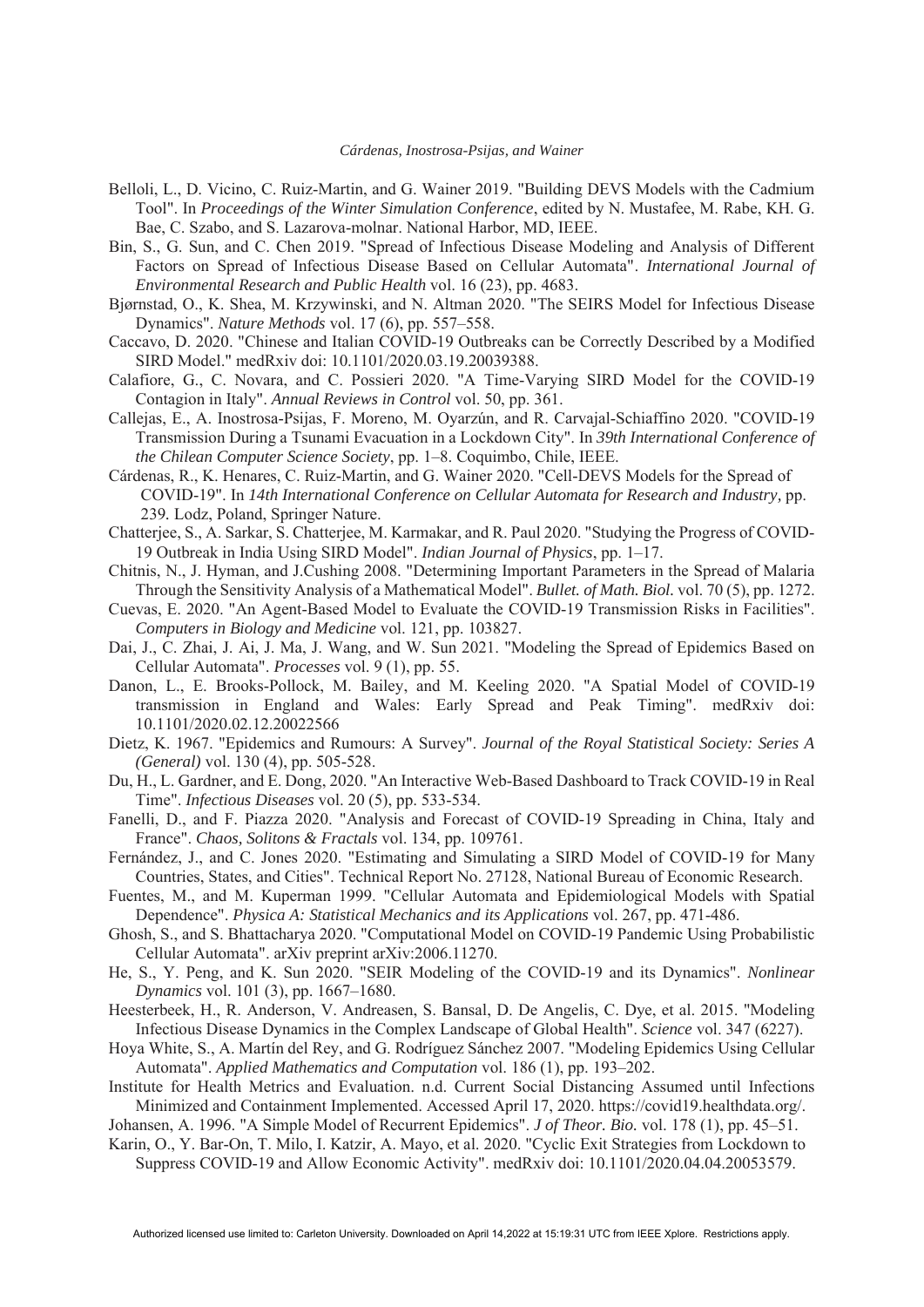Belloli, L., D. Vicino, C. Ruiz-Martin, and G. Wainer 2019. "Building DEVS Models with the Cadmium Tool". In *Proceedings of the Winter Simulation Conference*, edited by N. Mustafee, M. Rabe, KH. G. Bae, C. Szabo, and S. Lazarova-molnar. National Harbor, MD, IEEE.

Bin, S., G. Sun, and C. Chen 2019. "Spread of Infectious Disease Modeling and Analysis of Different Factors on Spread of Infectious Disease Based on Cellular Automata". *International Journal of Environmental Research and Public Health* vol. 16 (23), pp. 4683.

Bjørnstad, O., K. Shea, M. Krzywinski, and N. Altman 2020. "The SEIRS Model for Infectious Disease Dynamics". *Nature Methods* vol. 17 (6), pp. 557–558.

Caccavo, D. 2020. "Chinese and Italian COVID-19 Outbreaks can be Correctly Described by a Modified SIRD Model." medRxiv doi: 10.1101/2020.03.19.20039388.

Calafiore, G., C. Novara, and C. Possieri 2020. "A Time-Varying SIRD Model for the COVID-19 Contagion in Italy". *Annual Reviews in Control* vol. 50, pp. 361.

Callejas, E., A. Inostrosa-Psijas, F. Moreno, M. Oyarzún, and R. Carvajal-Schiaffino 2020. "COVID-19 Transmission During a Tsunami Evacuation in a Lockdown City". In *39th International Conference of the Chilean Computer Science Society*, pp. 1–8. Coquimbo, Chile, IEEE.

Cárdenas, R., K. Henares, C. Ruiz-Martin, and G. Wainer 2020. "Cell-DEVS Models for the Spread of COVID-19". In *14th International Conference on Cellular Automata for Research and Industry*, pp. 239. Lodz, Poland, Springer Nature.

Chatterjee, S., A. Sarkar, S. Chatterjee, M. Karmakar, and R. Paul 2020. "Studying the Progress of COVID-19 Outbreak in India Using SIRD Model". *Indian Journal of Physics*, pp. 1–17.

Chitnis, N., J. Hyman, and J.Cushing 2008. "Determining Important Parameters in the Spread of Malaria Through the Sensitivity Analysis of a Mathematical Model". *Bullet. of Math. Biol.* vol. 70 (5), pp. 1272.

Cuevas, E. 2020. "An Agent-Based Model to Evaluate the COVID-19 Transmission Risks in Facilities". *Computers in Biology and Medicine* vol. 121, pp. 103827.

Dai, J., C. Zhai, J. Ai, J. Ma, J. Wang, and W. Sun 2021. "Modeling the Spread of Epidemics Based on Cellular Automata". *Processes* vol. 9 (1), pp. 55.

Danon, L., E. Brooks-Pollock, M. Bailey, and M. Keeling 2020. "A Spatial Model of COVID-19 transmission in England and Wales: Early Spread and Peak Timing". medRxiv doi: 10.1101/2020.02.12.20022566

Dietz, K. 1967. "Epidemics and Rumours: A Survey". *Journal of the Royal Statistical Society: Series A (General)* vol. 130 (4), pp. 505-528.

Du, H., L. Gardner, and E. Dong, 2020. "An Interactive Web-Based Dashboard to Track COVID-19 in Real Time". *Infectious Diseases* vol. 20 (5), pp. 533-534.

Fanelli, D., and F. Piazza 2020. "Analysis and Forecast of COVID-19 Spreading in China, Italy and France". *Chaos, Solitons & Fractals* vol. 134, pp. 109761.

Fernández, J., and C. Jones 2020. "Estimating and Simulating a SIRD Model of COVID-19 for Many Countries, States, and Cities". Technical Report No. 27128, National Bureau of Economic Research.

Fuentes, M., and M. Kuperman 1999. "Cellular Automata and Epidemiological Models with Spatial Dependence". *Physica A: Statistical Mechanics and its Applications* vol. 267, pp. 471-486.

Ghosh, S., and S. Bhattacharya 2020. "Computational Model on COVID-19 Pandemic Using Probabilistic Cellular Automata". arXiv preprint arXiv:2006.11270.

He, S., Y. Peng, and K. Sun 2020. "SEIR Modeling of the COVID-19 and its Dynamics". *Nonlinear Dynamics* vol. 101 (3), pp. 1667–1680.

Heesterbeek, H., R. Anderson, V. Andreasen, S. Bansal, D. De Angelis, C. Dye, et al. 2015. "Modeling Infectious Disease Dynamics in the Complex Landscape of Global Health". *Science* vol. 347 (6227).

Hoya White, S., A. Martín del Rey, and G. Rodríguez Sánchez 2007. "Modeling Epidemics Using Cellular Automata". *Applied Mathematics and Computation* vol. 186 (1), pp. 193–202.

Institute for Health Metrics and Evaluation. n.d. Current Social Distancing Assumed until Infections Minimized and Containment Implemented. Accessed April 17, 2020. https://covid19.healthdata.org/.

Johansen, A. 1996. "A Simple Model of Recurrent Epidemics". *J of Theor. Bio.* vol. 178 (1), pp. 45–51.

Karin, O., Y. Bar-On, T. Milo, I. Katzir, A. Mayo, et al. 2020. "Cyclic Exit Strategies from Lockdown to Suppress COVID-19 and Allow Economic Activity". medRxiv doi: 10.1101/2020.04.04.20053579.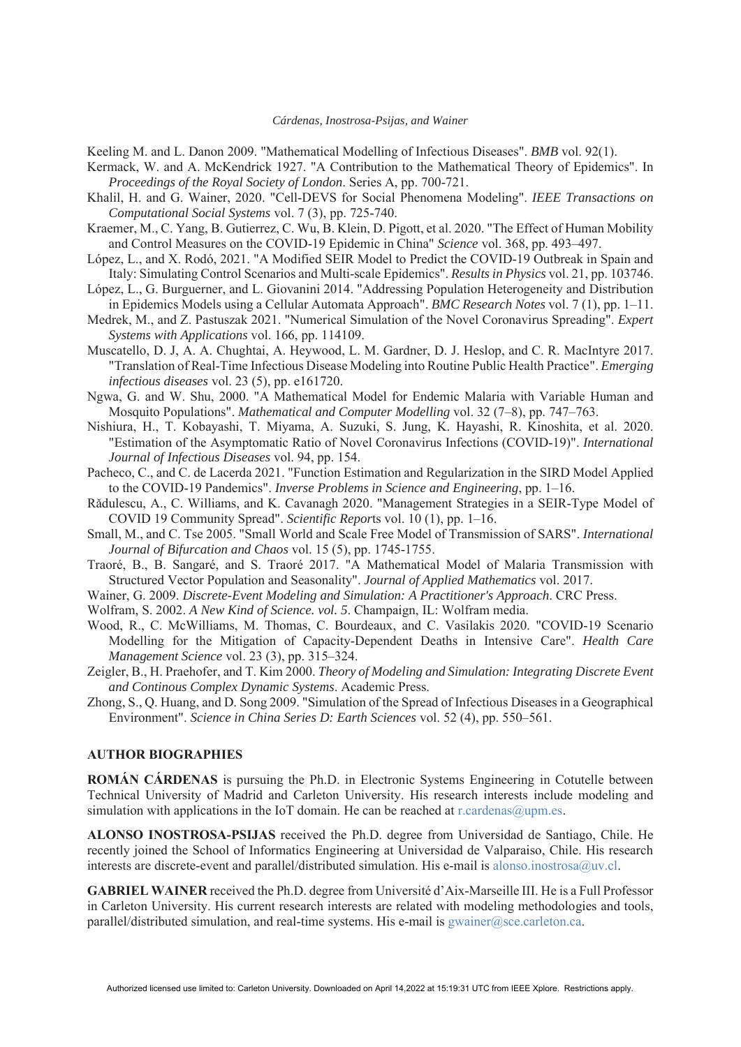Keeling M. and L. Danon 2009. "Mathematical Modelling of Infectious Diseases". *BMB* vol. 92(1).

Kermack, W. and A. McKendrick 1927. "A Contribution to the Mathematical Theory of Epidemics". In *Proceedings of the Royal Society of London*. Series A, pp. 700-721.

Khalil, H. and G. Wainer, 2020. "Cell-DEVS for Social Phenomena Modeling". *IEEE Transactions on Computational Social Systems* vol. 7 (3), pp. 725-740.

Kraemer, M., C. Yang, B. Gutierrez, C. Wu, B. Klein, D. Pigott, et al. 2020. "The Effect of Human Mobility and Control Measures on the COVID-19 Epidemic in China" *Science* vol. 368, pp. 493–497.

López, L., and X. Rodó, 2021. "A Modified SEIR Model to Predict the COVID-19 Outbreak in Spain and Italy: Simulating Control Scenarios and Multi-scale Epidemics". *Results in Physics* vol. 21, pp. 103746.

López, L., G. Burguerner, and L. Giovanini 2014. "Addressing Population Heterogeneity and Distribution in Epidemics Models using a Cellular Automata Approach". *BMC Research Notes* vol. 7 (1), pp. 1–11.

Medrek, M., and Z. Pastuszak 2021. "Numerical Simulation of the Novel Coronavirus Spreading". *Expert Systems with Applications* vol. 166, pp. 114109.

Muscatello, D. J, A. A. Chughtai, A. Heywood, L. M. Gardner, D. J. Heslop, and C. R. MacIntyre 2017. "Translation of Real-Time Infectious Disease Modeling into Routine Public Health Practice". *Emerging infectious diseases* vol. 23 (5), pp. e161720.

Ngwa, G. and W. Shu, 2000. "A Mathematical Model for Endemic Malaria with Variable Human and Mosquito Populations". *Mathematical and Computer Modelling* vol. 32 (7–8), pp. 747–763.

Nishiura, H., T. Kobayashi, T. Miyama, A. Suzuki, S. Jung, K. Hayashi, R. Kinoshita, et al. 2020. "Estimation of the Asymptomatic Ratio of Novel Coronavirus Infections (COVID-19)". *International Journal of Infectious Diseases* vol. 94, pp. 154.

Pacheco, C., and C. de Lacerda 2021. "Function Estimation and Regularization in the SIRD Model Applied to the COVID-19 Pandemics". *Inverse Problems in Science and Engineering*, pp. 1–16.

Rădulescu, A., C. Williams, and K. Cavanagh 2020. "Management Strategies in a SEIR-Type Model of COVID 19 Community Spread". *Scientific Reports* vol. 10 (1), pp. 1–16.

Small, M., and C. Tse 2005. "Small World and Scale Free Model of Transmission of SARS". *International Journal of Bifurcation and Chaos* vol. 15 (5), pp. 1745-1755.

Traoré, B., B. Sangaré, and S. Traoré 2017. "A Mathematical Model of Malaria Transmission with Structured Vector Population and Seasonality". *Journal of Applied Mathematics* vol. 2017.

Wainer, G. 2009. *Discrete-Event Modeling and Simulation: A Practitioner's Approach*. CRC Press.

Wolfram, S. 2002. *A New Kind of Science. vol. 5*. Champaign, IL: Wolfram media.

Wood, R., C. McWilliams, M. Thomas, C. Bourdeaux, and C. Vasilakis 2020. "COVID-19 Scenario Modelling for the Mitigation of Capacity-Dependent Deaths in Intensive Care". *Health Care Management Science* vol. 23 (3), pp. 315–324.

Zeigler, B., H. Praehofer, and T. Kim 2000. *Theory of Modeling and Simulation: Integrating Discrete Event and Continous Complex Dynamic Systems*. Academic Press.

Zhong, S., Q. Huang, and D. Song 2009. "Simulation of the Spread of Infectious Diseases in a Geographical Environment". *Science in China Series D: Earth Sciences* vol. 52 (4), pp. 550–561.

## AUTHOR BIOGRAPHIES

**ROMÁN CÁRDENAS** is pursuing the Ph.D. in Electronic Systems Engineering in Cotutelle between Technical University of Madrid and Carleton University. His research interests include modeling and simulation with applications in the IoT domain. He can be reached at r.cardenas@upm.es.

**ALONSO INOSTROSA-PSIJAS** received the Ph.D. degree from Universidad de Santiago, Chile. He recently joined the School of Informatics Engineering at Universidad de Valparaiso, Chile. His research interests are discrete-event and parallel/distributed simulation. His e-mail is alonso.inostrosa@uv.cl.

**GABRIEL WAINER** received the Ph.D. degree from Université d'Aix-Marseille III. He is a Full Professor in Carleton University. His current research interests are related with modeling methodologies and tools, parallel/distributed simulation, and real-time systems. His e-mail is gwainer@sce.carleton.ca.